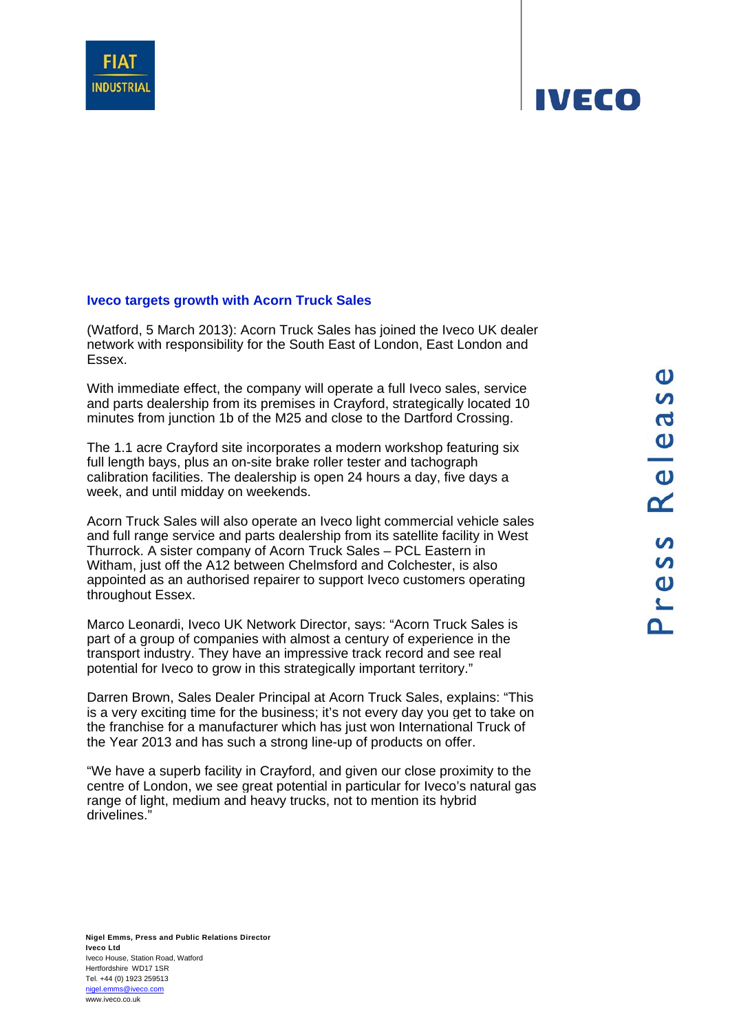## Iveco targets growth with Acorn Truck Sales

(Watford, 5 March 2013): Acorn Truck Sales has joined the Iveco UK dealer network with responsibility for the South East of London, East London and Essex.

With immediate effect, the company will operate a full Iveco sales, service and parts dealership from its premises in Crayford, strategically located 10 minutes from junction 1b of the M25 and close to the Dartford Crossing.

The 1.1 acre Crayford site incorporates a modern workshop featuring six full length bays, plus an on-site brake roller tester and tachograph calibration facilities. The dealership is open 24 hours a day, five days a week, and until midday on weekends.

Acorn Truck Sales will also operate an Iveco light commercial vehicle sales and full range service and parts dealership from its satellite facility in West Thurrock. A sister company of Acorn Truck Sales – PCL Eastern in Witham, just off the A12 between Chelmsford and Colchester, is also appointed as an authorised repairer to support Iveco customers operating throughout Essex.

Marco Leonardi, Iveco UK Network Director, says: "Acorn Truck Sales is part of a group of companies with almost a century of experience in the transport industry. They have an impressive track record and see real potential for Iveco to grow in this strategically important territory."

Darren Brown, Sales Dealer Principal at Acorn Truck Sales, explains: "This is a very exciting time for the business; it's not every day you get to take on the franchise for a manufacturer which has just won International Truck of the Year 2013 and has such a strong line-up of products on offer.

"We have a superb facility in Crayford, and given our close proximity to the centre of London, we see great potential in particular for Iveco's natural gas range of light, medium and heavy trucks, not to mention its hybrid drivelines."

**Nigel Emms, Press and Public Relations Director**
**Iveco Ltd**
Iveco House, Station Road, Watford
Hertfordshire WD17 1SR
Tel. +44 (0) 1923 259513
nigel.emms@iveco.com
www.iveco.co.uk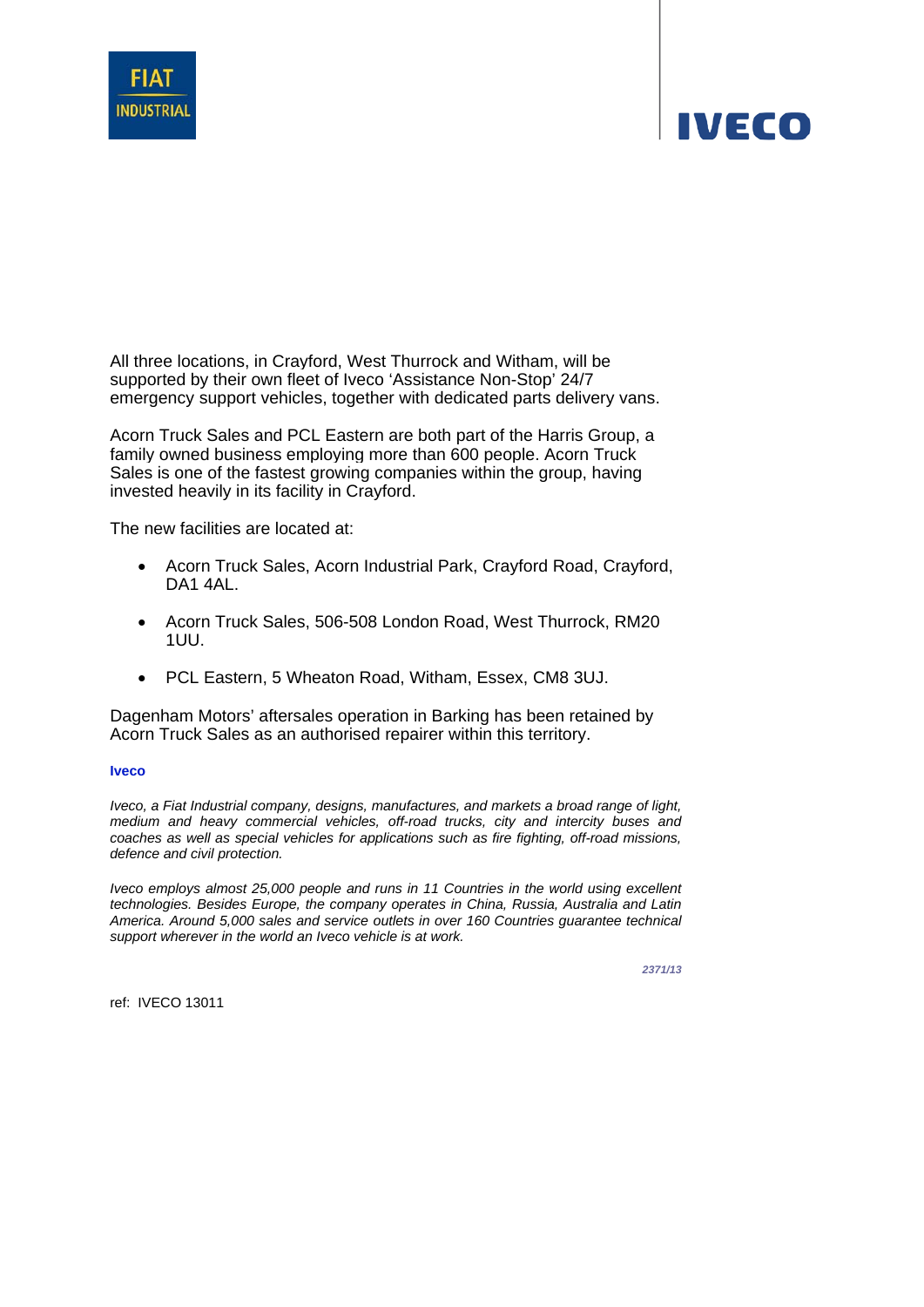All three locations, in Crayford, West Thurrock and Witham, will be supported by their own fleet of Iveco 'Assistance Non-Stop' 24/7 emergency support vehicles, together with dedicated parts delivery vans.

Acorn Truck Sales and PCL Eastern are both part of the Harris Group, a family owned business employing more than 600 people. Acorn Truck Sales is one of the fastest growing companies within the group, having invested heavily in its facility in Crayford.

The new facilities are located at:

- Acorn Truck Sales, Acorn Industrial Park, Crayford Road, Crayford, DA1 4AL.
- Acorn Truck Sales, 506-508 London Road, West Thurrock, RM20 1UU.
- PCL Eastern, 5 Wheaton Road, Witham, Essex, CM8 3UJ.

Dagenham Motors' aftersales operation in Barking has been retained by Acorn Truck Sales as an authorised repairer within this territory.

**Iveco**

*Iveco, a Fiat Industrial company, designs, manufactures, and markets a broad range of light, medium and heavy commercial vehicles, off-road trucks, city and intercity buses and coaches as well as special vehicles for applications such as fire fighting, off-road missions, defence and civil protection.*

*Iveco employs almost 25,000 people and runs in 11 Countries in the world using excellent technologies. Besides Europe, the company operates in China, Russia, Australia and Latin America. Around 5,000 sales and service outlets in over 160 Countries guarantee technical support wherever in the world an Iveco vehicle is at work.*

***2371/13***

ref: IVECO 13011